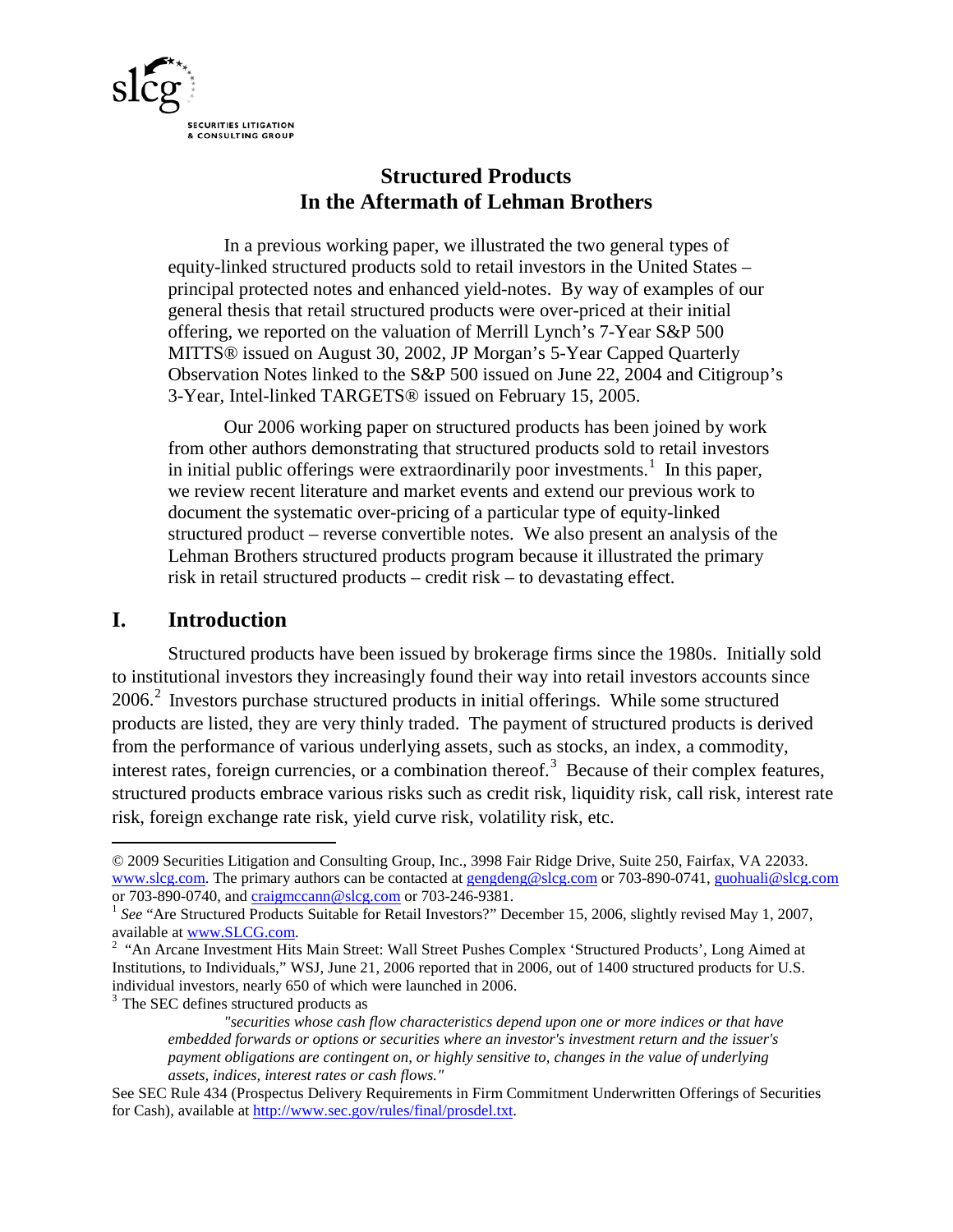# Structured Products
# In the Aftermath of Lehman Brothers

In a previous working paper, we illustrated the two general types of equity-linked structured products sold to retail investors in the United States – principal protected notes and enhanced yield-notes. By way of examples of our general thesis that retail structured products were over-priced at their initial offering, we reported on the valuation of Merrill Lynch's 7-Year S&P 500 MITTS® issued on August 30, 2002, JP Morgan's 5-Year Capped Quarterly Observation Notes linked to the S&P 500 issued on June 22, 2004 and Citigroup's 3-Year, Intel-linked TARGETS® issued on February 15, 2005.

Our 2006 working paper on structured products has been joined by work from other authors demonstrating that structured products sold to retail investors in initial public offerings were extraordinarily poor investments.[1] In this paper, we review recent literature and market events and extend our previous work to document the systematic over-pricing of a particular type of equity-linked structured product – reverse convertible notes. We also present an analysis of the Lehman Brothers structured products program because it illustrated the primary risk in retail structured products – credit risk – to devastating effect.

## I. Introduction

Structured products have been issued by brokerage firms since the 1980s. Initially sold to institutional investors they increasingly found their way into retail investors accounts since 2006.[2] Investors purchase structured products in initial offerings. While some structured products are listed, they are very thinly traded. The payment of structured products is derived from the performance of various underlying assets, such as stocks, an index, a commodity, interest rates, foreign currencies, or a combination thereof.[3] Because of their complex features, structured products embrace various risks such as credit risk, liquidity risk, call risk, interest rate risk, foreign exchange rate risk, yield curve risk, volatility risk, etc.

---

© 2009 Securities Litigation and Consulting Group, Inc., 3998 Fair Ridge Drive, Suite 250, Fairfax, VA 22033. www.slcg.com. The primary authors can be contacted at gengdeng@slcg.com or 703-890-0741, guohuali@slcg.com or 703-890-0740, and craigmccann@slcg.com or 703-246-9381.

[1] *See* "Are Structured Products Suitable for Retail Investors?" December 15, 2006, slightly revised May 1, 2007, available at www.SLCG.com.

[2] "An Arcane Investment Hits Main Street: Wall Street Pushes Complex 'Structured Products', Long Aimed at Institutions, to Individuals," WSJ, June 21, 2006 reported that in 2006, out of 1400 structured products for U.S. individual investors, nearly 650 of which were launched in 2006.

[3] The SEC defines structured products as

> *"securities whose cash flow characteristics depend upon one or more indices or that have embedded forwards or options or securities where an investor's investment return and the issuer's payment obligations are contingent on, or highly sensitive to, changes in the value of underlying assets, indices, interest rates or cash flows."*

See SEC Rule 434 (Prospectus Delivery Requirements in Firm Commitment Underwritten Offerings of Securities for Cash), available at http://www.sec.gov/rules/final/prosdel.txt.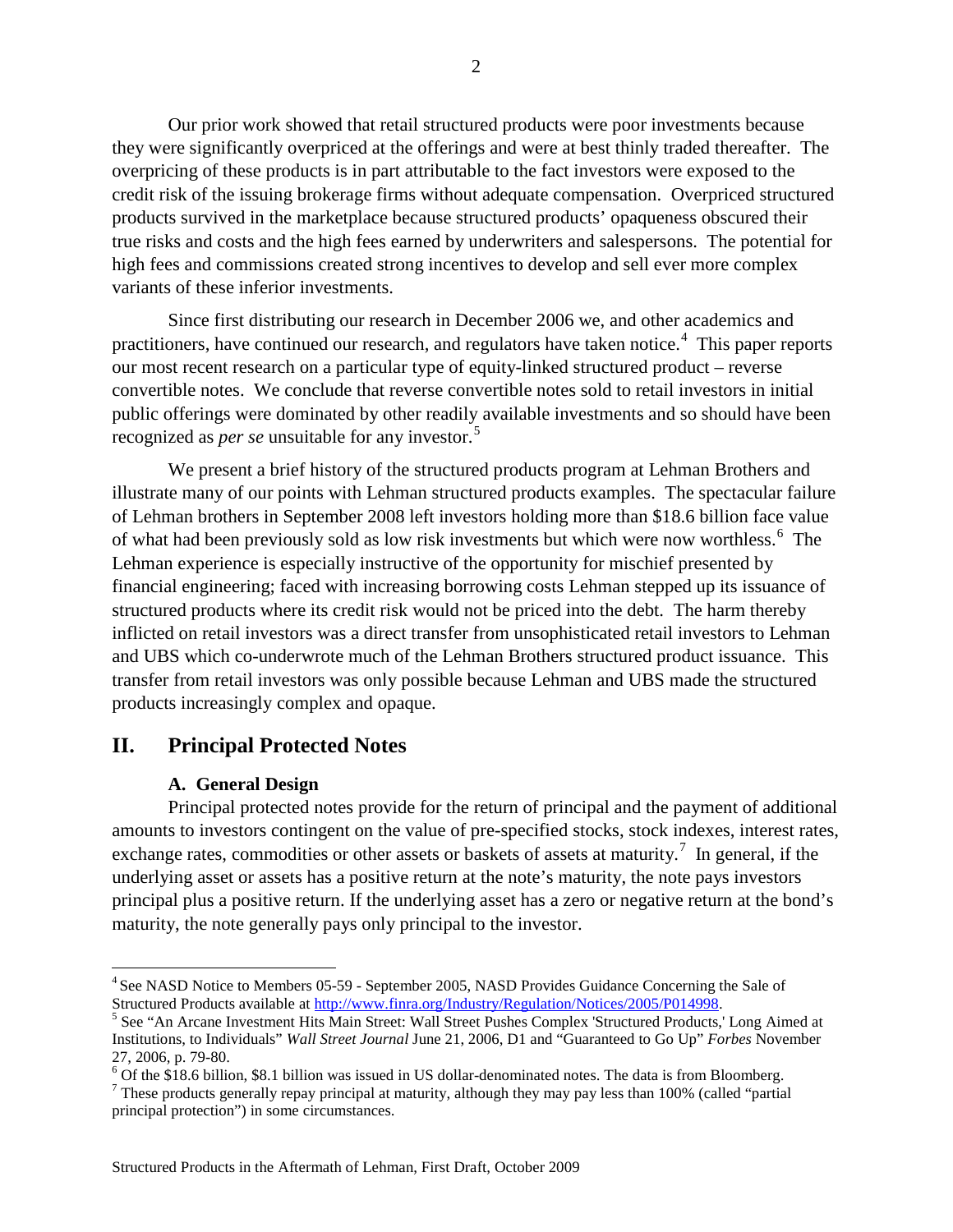Our prior work showed that retail structured products were poor investments because they were significantly overpriced at the offerings and were at best thinly traded thereafter. The overpricing of these products is in part attributable to the fact investors were exposed to the credit risk of the issuing brokerage firms without adequate compensation. Overpriced structured products survived in the marketplace because structured products' opaqueness obscured their true risks and costs and the high fees earned by underwriters and salespersons. The potential for high fees and commissions created strong incentives to develop and sell ever more complex variants of these inferior investments.

Since first distributing our research in December 2006 we, and other academics and practitioners, have continued our research, and regulators have taken notice.[4] This paper reports our most recent research on a particular type of equity-linked structured product – reverse convertible notes. We conclude that reverse convertible notes sold to retail investors in initial public offerings were dominated by other readily available investments and so should have been recognized as *per se* unsuitable for any investor.[5]

We present a brief history of the structured products program at Lehman Brothers and illustrate many of our points with Lehman structured products examples. The spectacular failure of Lehman brothers in September 2008 left investors holding more than $18.6 billion face value of what had been previously sold as low risk investments but which were now worthless.[6] The Lehman experience is especially instructive of the opportunity for mischief presented by financial engineering; faced with increasing borrowing costs Lehman stepped up its issuance of structured products where its credit risk would not be priced into the debt. The harm thereby inflicted on retail investors was a direct transfer from unsophisticated retail investors to Lehman and UBS which co-underwrote much of the Lehman Brothers structured product issuance. This transfer from retail investors was only possible because Lehman and UBS made the structured products increasingly complex and opaque.

## II. Principal Protected Notes

### A. General Design

Principal protected notes provide for the return of principal and the payment of additional amounts to investors contingent on the value of pre-specified stocks, stock indexes, interest rates, exchange rates, commodities or other assets or baskets of assets at maturity.[7] In general, if the underlying asset or assets has a positive return at the note's maturity, the note pays investors principal plus a positive return. If the underlying asset has a zero or negative return at the bond's maturity, the note generally pays only principal to the investor.

---

[4] See NASD Notice to Members 05-59 - September 2005, NASD Provides Guidance Concerning the Sale of Structured Products available at http://www.finra.org/Industry/Regulation/Notices/2005/P014998.

[5] See "An Arcane Investment Hits Main Street: Wall Street Pushes Complex 'Structured Products,' Long Aimed at Institutions, to Individuals" *Wall Street Journal* June 21, 2006, D1 and "Guaranteed to Go Up" *Forbes* November 27, 2006, p. 79-80.

[6] Of the $18.6 billion, $8.1 billion was issued in US dollar-denominated notes. The data is from Bloomberg.

[7] These products generally repay principal at maturity, although they may pay less than 100% (called "partial principal protection") in some circumstances.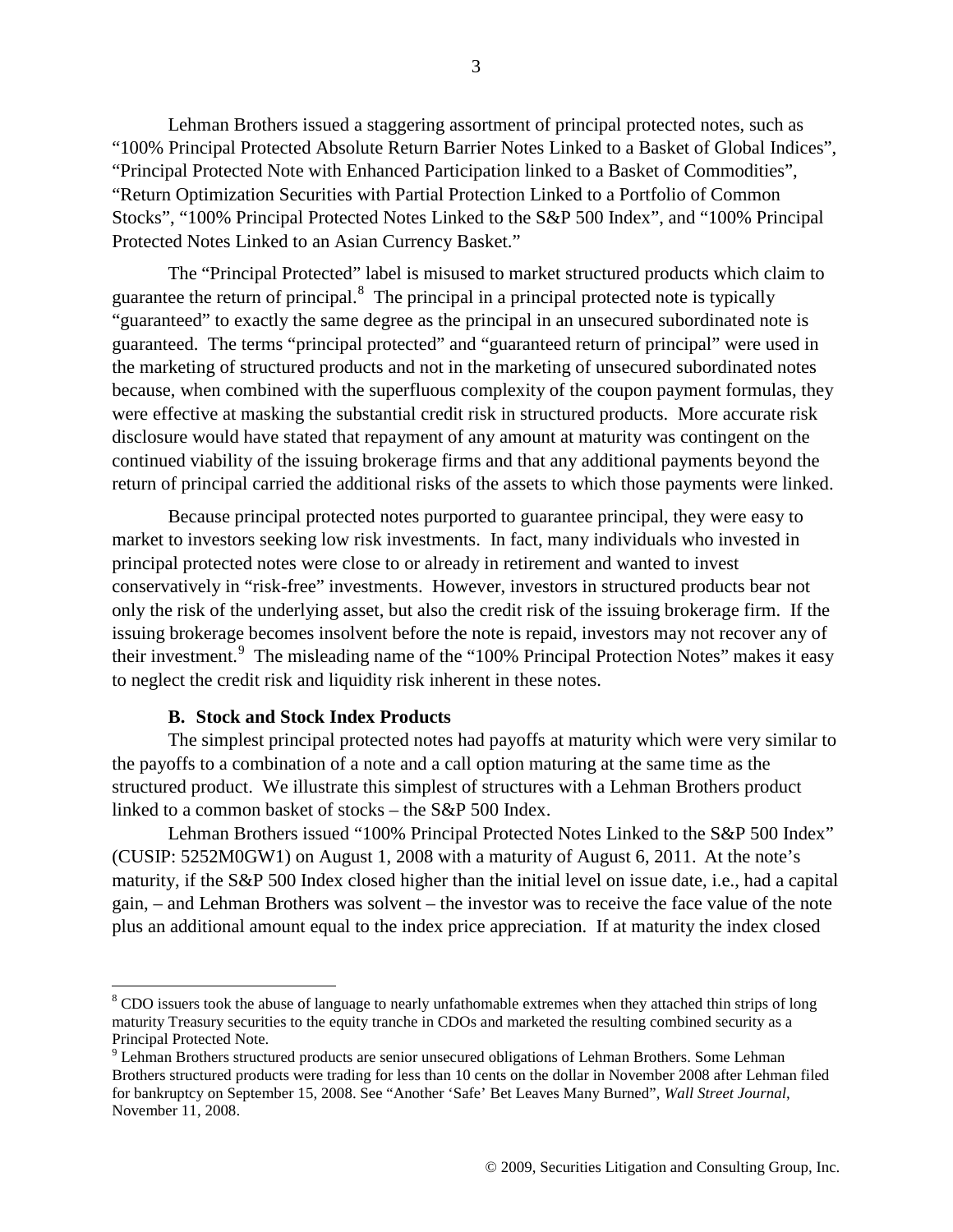Lehman Brothers issued a staggering assortment of principal protected notes, such as "100% Principal Protected Absolute Return Barrier Notes Linked to a Basket of Global Indices", "Principal Protected Note with Enhanced Participation linked to a Basket of Commodities", "Return Optimization Securities with Partial Protection Linked to a Portfolio of Common Stocks", "100% Principal Protected Notes Linked to the S&P 500 Index", and "100% Principal Protected Notes Linked to an Asian Currency Basket."

The "Principal Protected" label is misused to market structured products which claim to guarantee the return of principal.[8] The principal in a principal protected note is typically "guaranteed" to exactly the same degree as the principal in an unsecured subordinated note is guaranteed. The terms "principal protected" and "guaranteed return of principal" were used in the marketing of structured products and not in the marketing of unsecured subordinated notes because, when combined with the superfluous complexity of the coupon payment formulas, they were effective at masking the substantial credit risk in structured products. More accurate risk disclosure would have stated that repayment of any amount at maturity was contingent on the continued viability of the issuing brokerage firms and that any additional payments beyond the return of principal carried the additional risks of the assets to which those payments were linked.

Because principal protected notes purported to guarantee principal, they were easy to market to investors seeking low risk investments. In fact, many individuals who invested in principal protected notes were close to or already in retirement and wanted to invest conservatively in "risk-free" investments. However, investors in structured products bear not only the risk of the underlying asset, but also the credit risk of the issuing brokerage firm. If the issuing brokerage becomes insolvent before the note is repaid, investors may not recover any of their investment.[9] The misleading name of the "100% Principal Protection Notes" makes it easy to neglect the credit risk and liquidity risk inherent in these notes.

### B. Stock and Stock Index Products

The simplest principal protected notes had payoffs at maturity which were very similar to the payoffs to a combination of a note and a call option maturing at the same time as the structured product. We illustrate this simplest of structures with a Lehman Brothers product linked to a common basket of stocks – the S&P 500 Index.

Lehman Brothers issued "100% Principal Notes Linked to the S&P 500 Index" (CUSIP: 5252M0GW1) on August 1, 2008 with a maturity of August 6, 2011. At the note's maturity, if the S&P 500 Index closed higher than the initial level on issue date, i.e., had a capital gain, – and Lehman Brothers was solvent – the investor was to receive the face value of the note plus an additional amount equal to the index price appreciation. If at maturity the index closed

---

[8] CDO issuers took the abuse of language to nearly unfathomable extremes when they attached thin strips of long maturity Treasury securities to the equity tranche in CDOs and marketed the resulting combined security as a Principal Protected Note.

[9] Lehman Brothers structured products are senior unsecured obligations of Lehman Brothers. Some Lehman Brothers structured products were trading for less than 10 cents on the dollar in November 2008 after Lehman filed for bankruptcy on September 15, 2008. See "Another 'Safe' Bet Leaves Many Burned", *Wall Street Journal*, November 11, 2008.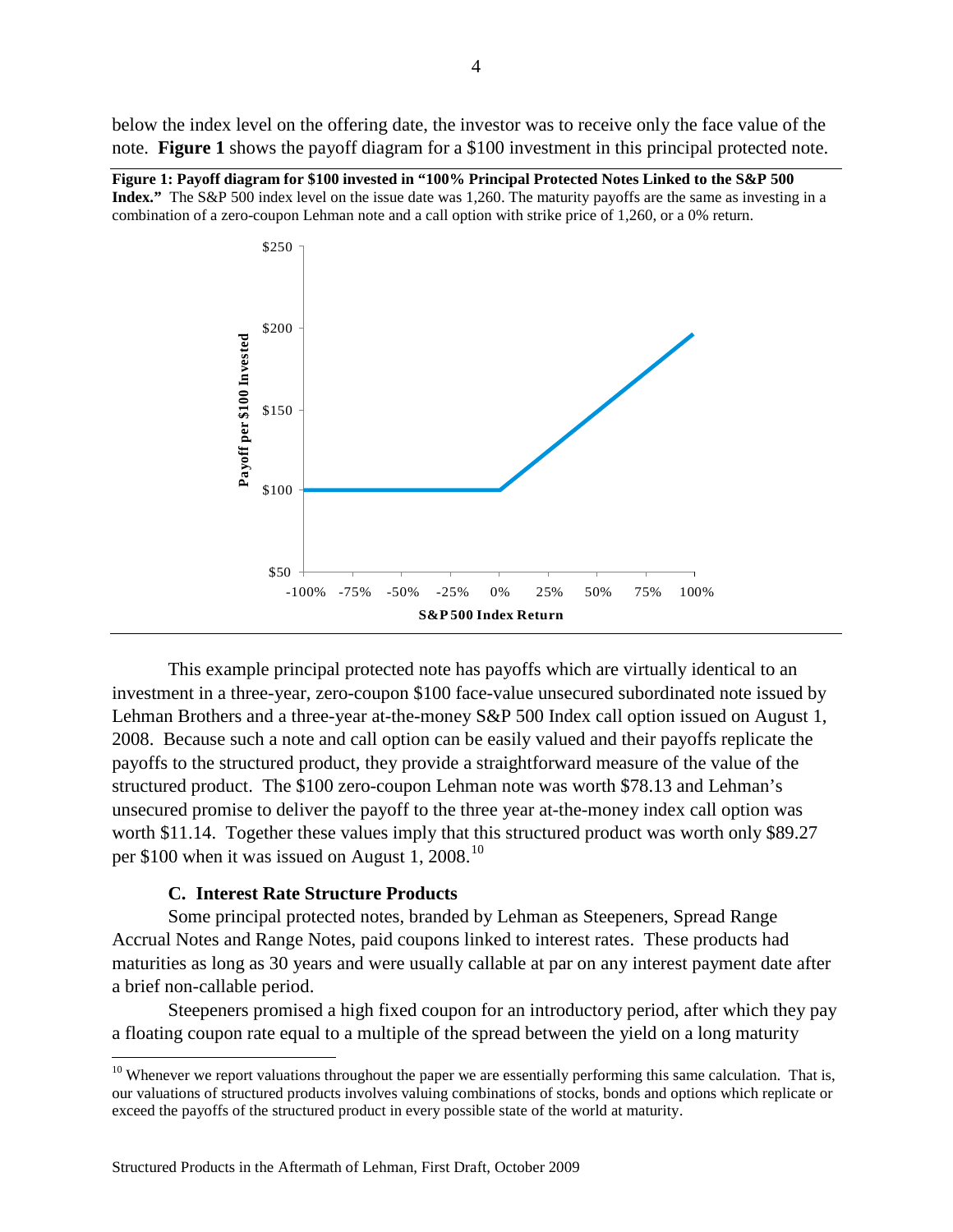below the index level on the offering date, the investor was to receive only the face value of the note. **Figure 1** shows the payoff diagram for a $100 investment in this principal protected note.

**Figure 1: Payoff diagram for $100 invested in "100% Principal Protected Notes Linked to the S&P 500 Index."** The S&P 500 index level on the issue date was 1,260. The maturity payoffs are the same as investing in a combination of a zero-coupon Lehman note and a call option with strike price of 1,260, or a 0% return.

This example principal protected note has payoffs which are virtually identical to an investment in a three-year, zero-coupon $100 face-value unsecured subordinated note issued by Lehman Brothers and a three-year at-the-money S&P 500 Index call option issued on August 1, 2008. Because such a note and call option can be easily valued and their payoffs replicate the payoffs to the structured product, they provide a straightforward measure of the value of the structured product. The $100 zero-coupon Lehman note was worth $78.13 and Lehman's unsecured promise to deliver the payoff to the three year at-the-money index call option was worth $11.14. Together these values imply that this structured product was worth only $89.27 per $100 when it was issued on August 1, 2008.[10]

### C. Interest Rate Structure Products

Some principal protected notes, branded by Lehman as Steepeners, Spread Range Accrual Notes and Range Notes, paid coupons linked to interest rates. These products had maturities as long as 30 years and were usually callable at par on any interest payment date after a brief non-callable period.

Steepeners promised a high fixed coupon for an introductory period, after which they pay a floating coupon rate equal to a multiple of the spread between the yield on a long maturity

[10] Whenever we report valuations throughout the paper we are essentially performing this same calculation. That is, our valuations of structured products involves valuing combinations of stocks, bonds and options which replicate or exceed the payoffs of the structured product in every possible state of the world at maturity.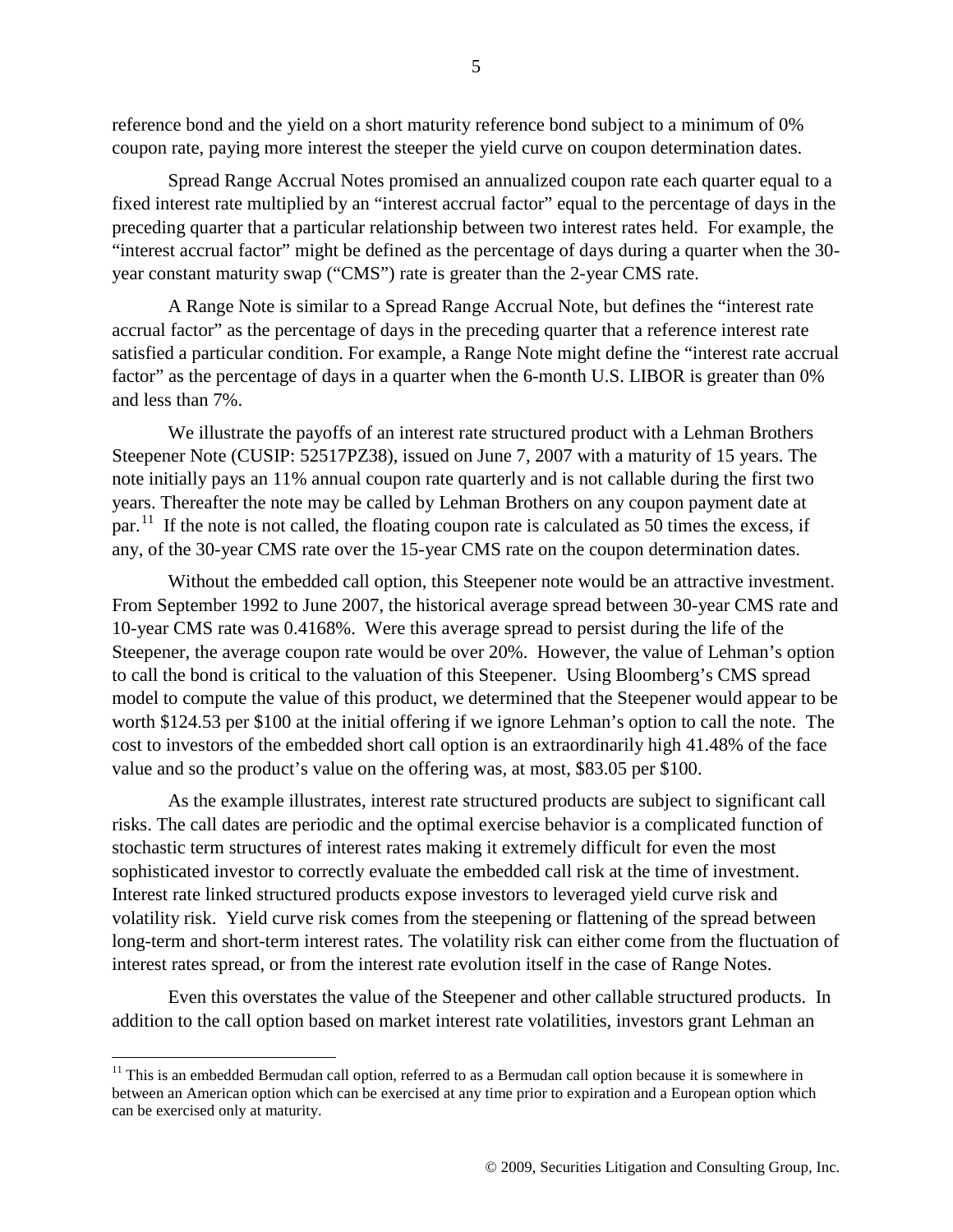reference bond and the yield on a short maturity reference bond subject to a minimum of 0% coupon rate, paying more interest the steeper the yield curve on coupon determination dates.

Spread Range Accrual Notes promised an annualized coupon rate each quarter equal to a fixed interest rate multiplied by an "interest accrual factor" equal to the percentage of days in the preceding quarter that a particular relationship between two interest rates held. For example, the "interest accrual factor" might be defined as the percentage of days during a quarter when the 30-year constant maturity swap ("CMS") rate is greater than the 2-year CMS rate.

A Range Note is similar to a Spread Range Accrual Note, but defines the "interest rate accrual factor" as the percentage of days in the preceding quarter that a reference interest rate satisfied a particular condition. For example, a Range Note might define the "interest rate accrual factor" as the percentage of days in a quarter when the 6-month U.S. LIBOR is greater than 0% and less than 7%.

We illustrate the payoffs of an interest rate structured product with a Lehman Brothers Steepener Note (CUSIP: 52517PZ38), issued on June 7, 2007 with a maturity of 15 years. The note initially pays an 11% annual coupon rate quarterly and is not callable during the first two years. Thereafter the note may be called by Lehman Brothers on any coupon payment date at par.[11] If the note is not called, the floating coupon rate is calculated as 50 times the excess, if any, of the 30-year CMS rate over the 15-year CMS rate on the coupon determination dates.

Without the embedded call option, this Steepener note would be an attractive investment. From September 1992 to June 2007, the historical average spread between 30-year CMS rate and 10-year CMS rate was 0.4168%. Were this average spread to persist during the life of the Steepener, the average coupon rate would be over 20%. However, the value of Lehman's option to call the bond is critical to the valuation of this Steepener. Using Bloomberg's CMS spread model to compute the value of this product, we determined that the Steepener would appear to be worth $124.53 per $100 at the initial offering if we ignore Lehman's option to call the note. The cost to investors of the embedded short call option is an extraordinarily high 41.48% of the face value and so the product's value on the offering was, at most, $83.05 per $100.

As the example illustrates, interest rate structured products are subject to significant call risks. The call dates are periodic and the optimal exercise behavior is a complicated function of stochastic term structures of interest rates making it extremely difficult for even the most sophisticated investor to correctly evaluate the embedded call risk at the time of investment. Interest rate linked structured products expose investors to leveraged yield curve risk and volatility risk. Yield curve risk comes from the steepening or flattening of the spread between long-term and short-term interest rates. The volatility risk can either come from the fluctuation of interest rates spread, or from the interest rate evolution itself in the case of Range Notes.

Even this overstates the value of the Steepener and other callable structured products. In addition to the call option based on market interest rate volatilities, investors grant Lehman an

[11] This is an embedded Bermudan call option, referred to as a Bermudan call option because it is somewhere in between an American option which can be exercised at any time prior to expiration and a European option which can be exercised only at maturity.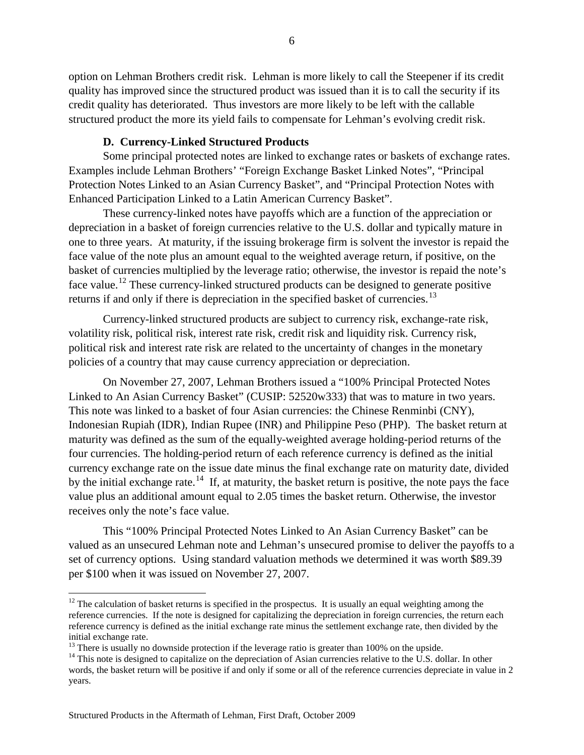option on Lehman Brothers credit risk. Lehman is more likely to call the Steepener if its credit quality has improved since the structured product was issued than it is to call the security if its credit quality has deteriorated. Thus investors are more likely to be left with the callable structured product the more its yield fails to compensate for Lehman's evolving credit risk.

### D. Currency-Linked Structured Products

Some principal protected notes are linked to exchange rates or baskets of exchange rates. Examples include Lehman Brothers' "Foreign Exchange Basket Linked Notes", "Principal Protection Notes Linked to an Asian Currency Basket", and "Principal Protection Notes with Enhanced Participation Linked to a Latin American Currency Basket".

These currency-linked notes have payoffs which are a function of the appreciation or depreciation in a basket of foreign currencies relative to the U.S. dollar and typically mature in one to three years. At maturity, if the issuing brokerage firm is solvent the investor is repaid the face value of the note plus an amount equal to the weighted average return, if positive, on the basket of currencies multiplied by the leverage ratio; otherwise, the investor is repaid the note's face value.[12] These currency-linked structured products can be designed to generate positive returns if and only if there is depreciation in the specified basket of currencies.[13]

Currency-linked structured products are subject to currency risk, exchange-rate risk, volatility risk, political risk, interest rate risk, credit risk and liquidity risk. Currency risk, political risk and interest rate risk are related to the uncertainty of changes in the monetary policies of a country that may cause currency appreciation or depreciation.

On November 27, 2007, Lehman Brothers issued a "100% Principal Protected Notes Linked to An Asian Currency Basket" (CUSIP: 52520w333) that was to mature in two years. This note was linked to a basket of four Asian currencies: the Chinese Renminbi (CNY), Indonesian Rupiah (IDR), Indian Rupee (INR) and Philippine Peso (PHP). The basket return at maturity was defined as the sum of the equally-weighted average holding-period returns of the four currencies. The holding-period return of each reference currency is defined as the initial currency exchange rate on the issue date minus the final exchange rate on maturity date, divided by the initial exchange rate.[14] If, at maturity, the basket return is positive, the note pays the face value plus an additional amount equal to 2.05 times the basket return. Otherwise, the investor receives only the note's face value.

This "100% Principal Protected Notes Linked to An Asian Currency Basket" can be valued as an unsecured Lehman note and Lehman's unsecured promise to deliver the payoffs to a set of currency options. Using standard valuation methods we determined it was worth \$89.39 per \$100 when it was issued on November 27, 2007.

---

[12] The calculation of basket returns is specified in the prospectus. It is usually an equal weighting among the reference currencies. If the note is designed for capitalizing the depreciation in foreign currencies, the return each reference currency is defined as the initial exchange rate minus the settlement exchange rate, then divided by the initial exchange rate.

[13] There is usually no downside protection if the leverage ratio is greater than 100% on the upside.

[14] This note is designed to capitalize on the depreciation of Asian currencies relative to the U.S. dollar. In other words, the basket return will be positive if and only if some or all of the reference currencies depreciate in value in 2 years.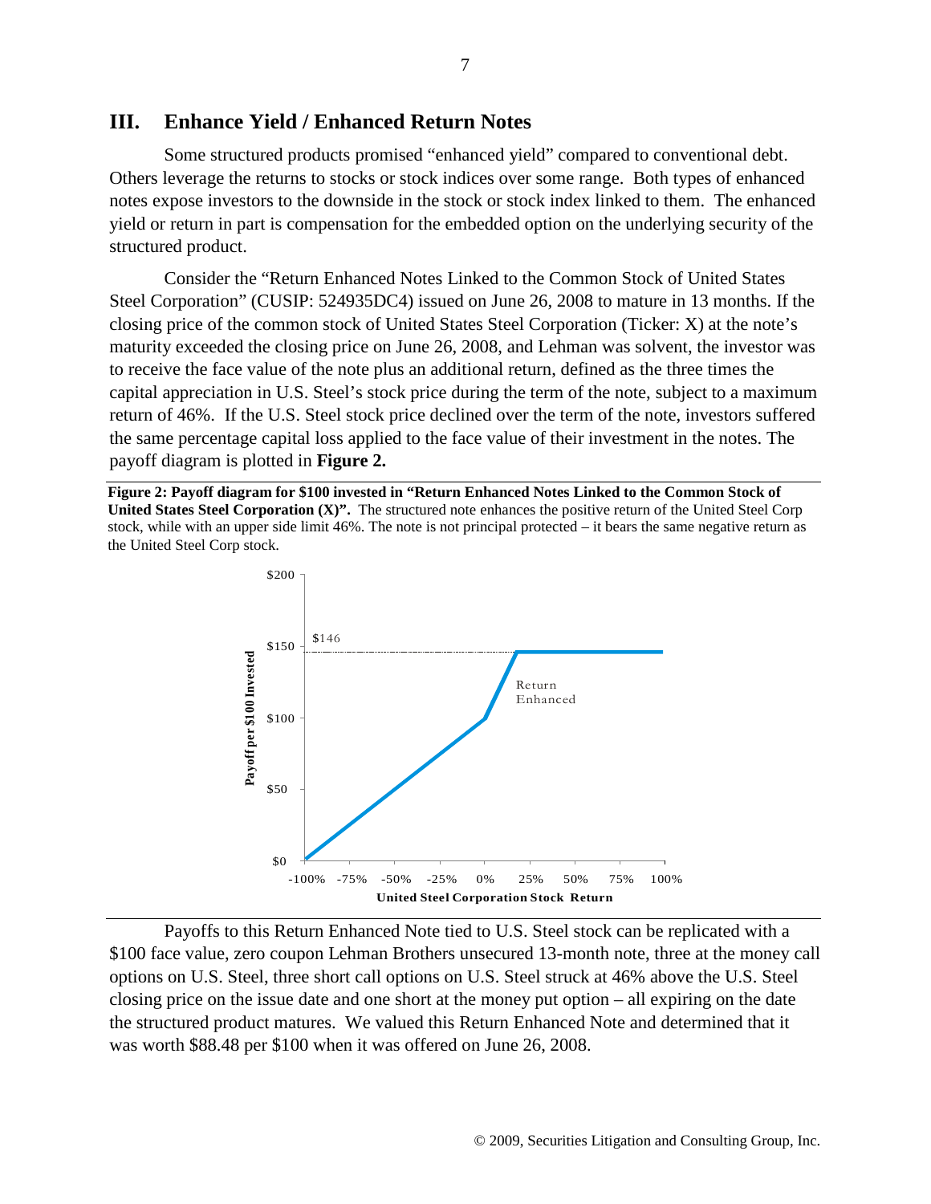## III. Enhance Yield / Enhanced Return Notes

Some structured products promised "enhanced yield" compared to conventional debt. Others leverage the returns to stocks or stock indices over some range. Both types of enhanced notes expose investors to the downside in the stock or stock index linked to them. The enhanced yield or return in part is compensation for the embedded option on the underlying security of the structured product.

Consider the "Return Enhanced Notes Linked to the Common Stock of United States Steel Corporation" (CUSIP: 524935DC4) issued on June 26, 2008 to mature in 13 months. If the closing price of the common stock of United States Steel Corporation (Ticker: X) at the note's maturity exceeded the closing price on June 26, 2008, and Lehman was solvent, the investor was to receive the face value of the note plus an additional return, defined as the three times the capital appreciation in U.S. Steel's stock price during the term of the note, subject to a maximum return of 46%. If the U.S. Steel stock price declined over the term of the note, investors suffered the same percentage capital loss applied to the face value of their investment in the notes. The payoff diagram is plotted in **Figure 2.**

**Figure 2: Payoff diagram for $100 invested in "Return Enhanced Notes Linked to the Common Stock of United States Steel Corporation (X)".** The structured note enhances the positive return of the United Steel Corp stock, while with an upper side limit 46%. The note is not principal protected – it bears the same negative return as the United Steel Corp stock.

Payoffs to this Return Enhanced Note tied to U.S. Steel stock can be replicated with a $100 face value, zero coupon Lehman Brothers unsecured 13-month note, three at the money call options on U.S. Steel, three short call options on U.S. Steel struck at 46% above the U.S. Steel closing price on the issue date and one short at the money put option – all expiring on the date the structured product matures. We valued this Return Enhanced Note and determined that it was worth $88.48 per $100 when it was offered on June 26, 2008.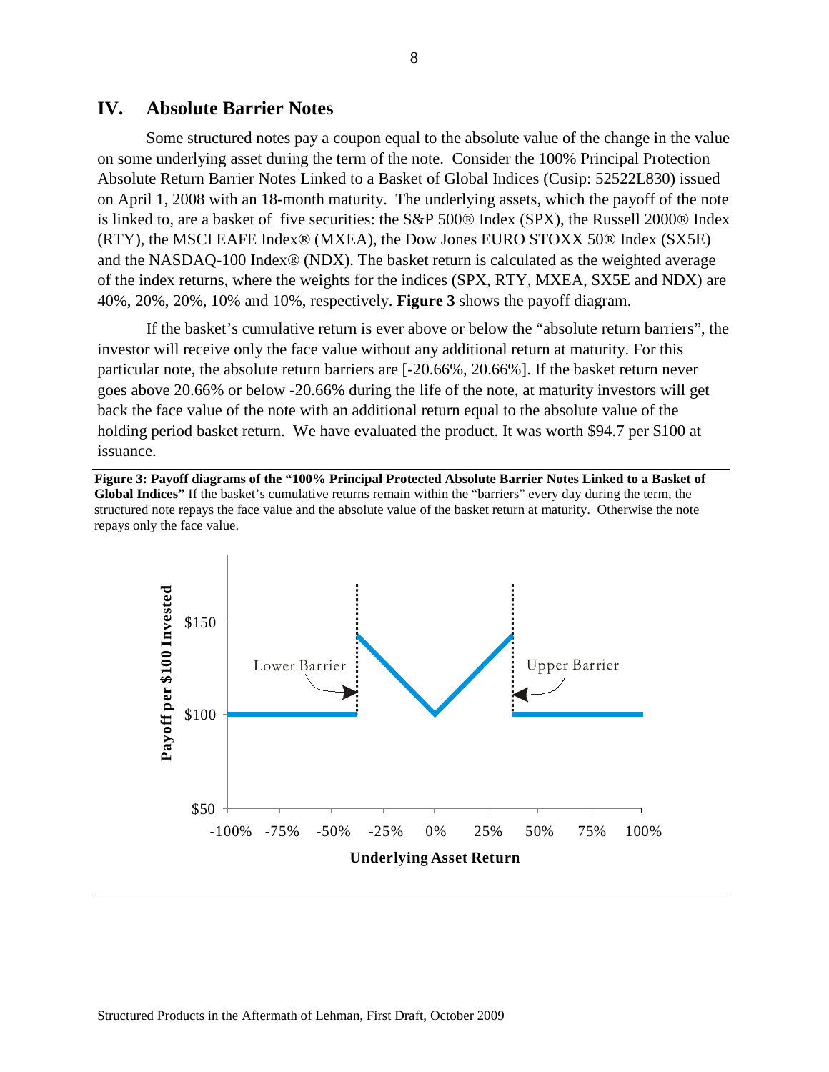## IV. Absolute Barrier Notes

Some structured notes pay a coupon equal to the absolute value of the change in the value on some underlying asset during the term of the note. Consider the 100% Principal Protection Absolute Return Barrier Notes Linked to a Basket of Global Indices (Cusip: 52522L830) issued on April 1, 2008 with an 18-month maturity. The underlying assets, which the payoff of the note is linked to, are a basket of five securities: the S&P 500® Index (SPX), the Russell 2000® Index (RTY), the MSCI EAFE Index® (MXEA), the Dow Jones EURO STOXX 50® Index (SX5E) and the NASDAQ-100 Index® (NDX). The basket return is calculated as the weighted average of the index returns, where the weights for the indices (SPX, RTY, MXEA, SX5E and NDX) are 40%, 20%, 20%, 10% and 10%, respectively. **Figure 3** shows the payoff diagram.

If the basket's cumulative return is ever above or below the "absolute return barriers", the investor will receive only the face value without any additional return at maturity. For this particular note, the absolute return barriers are [-20.66%, 20.66%]. If the basket return never goes above 20.66% or below -20.66% during the life of the note, at maturity investors will get back the face value of the note with an additional return equal to the absolute value of the holding period basket return. We have evaluated the product. It was worth $94.7 per $100 at issuance.

**Figure 3: Payoff diagrams of the "100% Principal Protected Absolute Barrier Notes Linked to a Basket of Global Indices"** If the basket's cumulative returns remain within the "barriers" every day during the term, the structured note repays the face value and the absolute value of the basket return at maturity. Otherwise the note repays only the face value.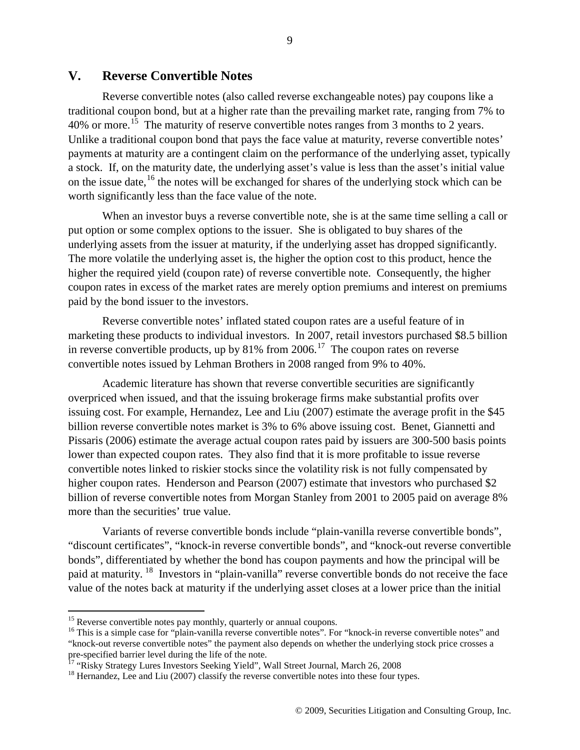## V. Reverse Convertible Notes

Reverse convertible notes (also called reverse exchangeable notes) pay coupons like a traditional coupon bond, but at a higher rate than the prevailing market rate, ranging from 7% to 40% or more.[15] The maturity of reserve convertible notes ranges from 3 months to 2 years. Unlike a traditional coupon bond that pays the face value at maturity, reverse convertible notes' payments at maturity are a contingent claim on the performance of the underlying asset, typically a stock. If, on the maturity date, the underlying asset's value is less than the asset's initial value on the issue date,[16] the notes will be exchanged for shares of the underlying stock which can be worth significantly less than the face value of the note.

When an investor buys a reverse convertible note, she is at the same time selling a call or put option or some complex options to the issuer. She is obligated to buy shares of the underlying assets from the issuer at maturity, if the underlying asset has dropped significantly. The more volatile the underlying asset is, the higher the option cost to this product, hence the higher the required yield (coupon rate) of reverse convertible note. Consequently, the higher coupon rates in excess of the market rates are merely option premiums and interest on premiums paid by the bond issuer to the investors.

Reverse convertible notes' inflated stated coupon rates are a useful feature of in marketing these products to individual investors. In 2007, retail investors purchased $8.5 billion in reverse convertible products, up by 81% from 2006.[17] The coupon rates on reverse convertible notes issued by Lehman Brothers in 2008 ranged from 9% to 40%.

Academic literature has shown that reverse convertible securities are significantly overpriced when issued, and that the issuing brokerage firms make substantial profits over issuing cost. For example, Hernandez, Lee and Liu (2007) estimate the average profit in the $45 billion reverse convertible notes market is 3% to 6% above issuing cost. Benet, Giannetti and Pissaris (2006) estimate the average actual coupon rates paid by issuers are 300-500 basis points lower than expected coupon rates. They also find that it is more profitable to issue reverse convertible notes linked to riskier stocks since the volatility risk is not fully compensated by higher coupon rates. Henderson and Pearson (2007) estimate that investors who purchased $2 billion of reverse convertible notes from Morgan Stanley from 2001 to 2005 paid on average 8% more than the securities' true value.

Variants of reverse convertible bonds include "plain-vanilla reverse convertible bonds", "discount certificates", "knock-in reverse convertible bonds", and "knock-out reverse convertible bonds", differentiated by whether the bond has coupon payments and how the principal will be paid at maturity.[18] Investors in "plain-vanilla" reverse convertible bonds do not receive the face value of the notes back at maturity if the underlying asset closes at a lower price than the initial

---

[15] Reverse convertible notes pay monthly, quarterly or annual coupons.

[16] This is a simple case for "plain-vanilla reverse convertible notes". For "knock-in reverse convertible notes" and "knock-out reverse convertible notes" the payment also depends on whether the underlying stock price crosses a pre-specified barrier level during the life of the note.

[17] "Risky Strategy Lures Investors Seeking Yield", Wall Street Journal, March 26, 2008

[18] Hernandez, Lee and Liu (2007) classify the reverse convertible notes into these four types.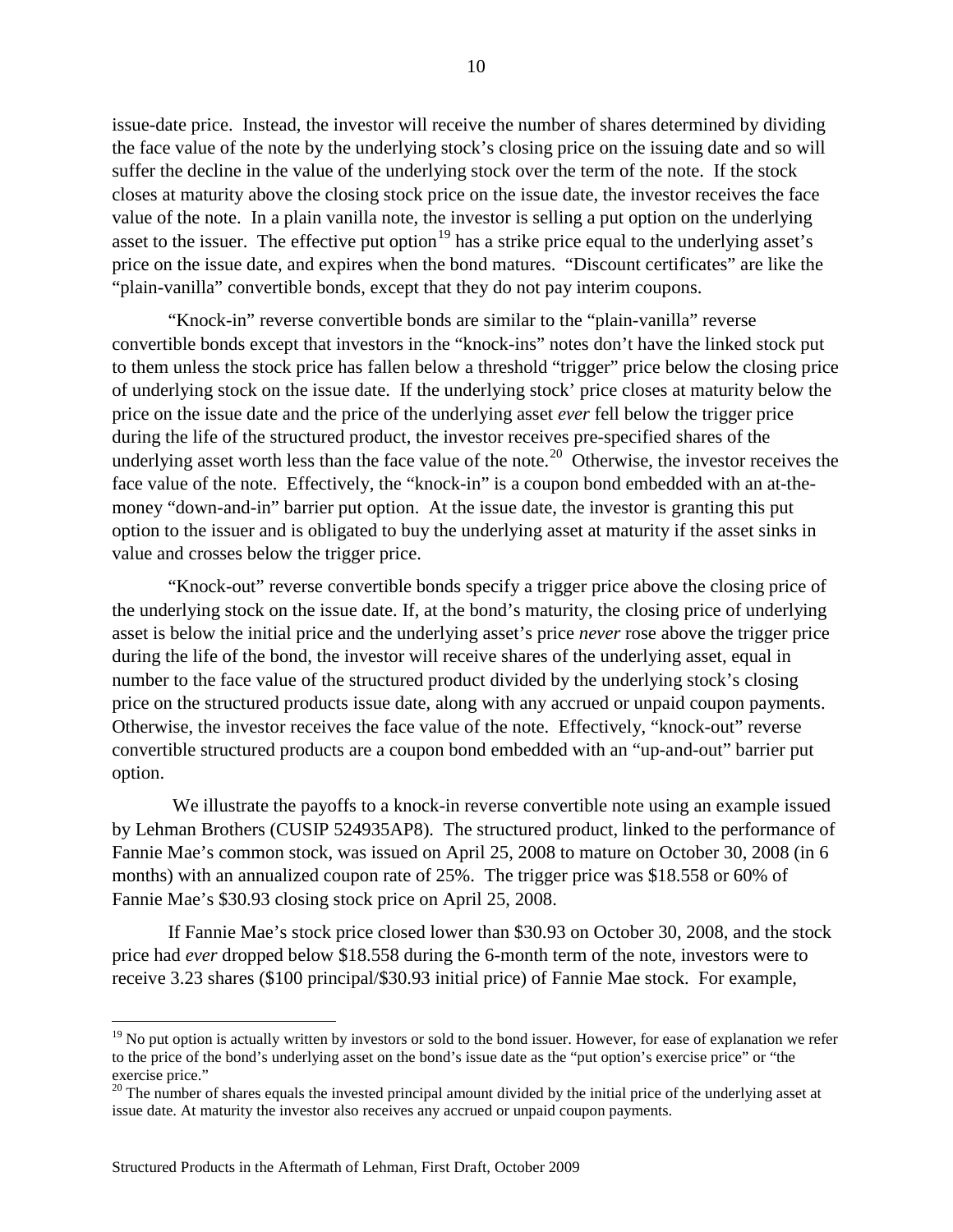issue-date price. Instead, the investor will receive the number of shares determined by dividing the face value of the note by the underlying stock's closing price on the issuing date and so will suffer the decline in the value of the underlying stock over the term of the note. If the stock closes at maturity above the closing stock price on the issue date, the investor receives the face value of the note. In a plain vanilla note, the investor is selling a put option on the underlying asset to the issuer. The effective put option[19] has a strike price equal to the underlying asset's price on the issue date, and expires when the bond matures. "Discount certificates" are like the "plain-vanilla" convertible bonds, except that they do not pay interim coupons.

"Knock-in" reverse convertible bonds are similar to the "plain-vanilla" reverse convertible bonds except that investors in the "knock-ins" notes don't have the linked stock put to them unless the stock price has fallen below a threshold "trigger" price below the closing price of underlying stock on the issue date. If the underlying stock' price closes at maturity below the price on the issue date and the price of the underlying asset *ever* fell below the trigger price during the life of the structured product, the investor receives pre-specified shares of the underlying asset worth less than the face value of the note.[20] Otherwise, the investor receives the face value of the note. Effectively, the "knock-in" is a coupon bond embedded with an at-the-money "down-and-in" barrier put option. At the issue date, the investor is granting this put option to the issuer and is obligated to buy the underlying asset at maturity if the asset sinks in value and crosses below the trigger price.

"Knock-out" reverse convertible bonds specify a trigger price above the closing price of the underlying stock on the issue date. If, at the bond's maturity, the closing price of underlying asset is below the initial price and the underlying asset's price *never* rose above the trigger price during the life of the bond, the investor will receive shares of the underlying asset, equal in number to the face value of the structured product divided by the underlying stock's closing price on the structured products issue date, along with any accrued or unpaid coupon payments. Otherwise, the investor receives the face value of the note. Effectively, "knock-out" reverse convertible structured products are a coupon bond embedded with an "up-and-out" barrier put option.

We illustrate the payoffs to a knock-in reverse convertible note using an example issued by Lehman Brothers (CUSIP 524935AP8). The structured product, linked to the performance of Fannie Mae's common stock, was issued on April 25, 2008 to mature on October 30, 2008 (in 6 months) with an annualized coupon rate of 25%. The trigger price was \$18.558 or 60% of Fannie Mae's \$30.93 closing stock price on April 25, 2008.

If Fannie Mae's stock price closed lower than \$30.93 on October 30, 2008, and the stock price had *ever* dropped below \$18.558 during the 6-month term of the note, investors were to receive 3.23 shares (\$100 principal/\$30.93 initial price) of Fannie Mae stock. For example,

---

[19] No put option is actually written by investors or sold to the bond issuer. However, for ease of explanation we refer to the price of the bond's underlying asset on the bond's issue date as the "put option's exercise price" or "the exercise price."

[20] The number of shares equals the invested principal amount divided by the initial price of the underlying asset at issue date. At maturity the investor also receives any accrued or unpaid coupon payments.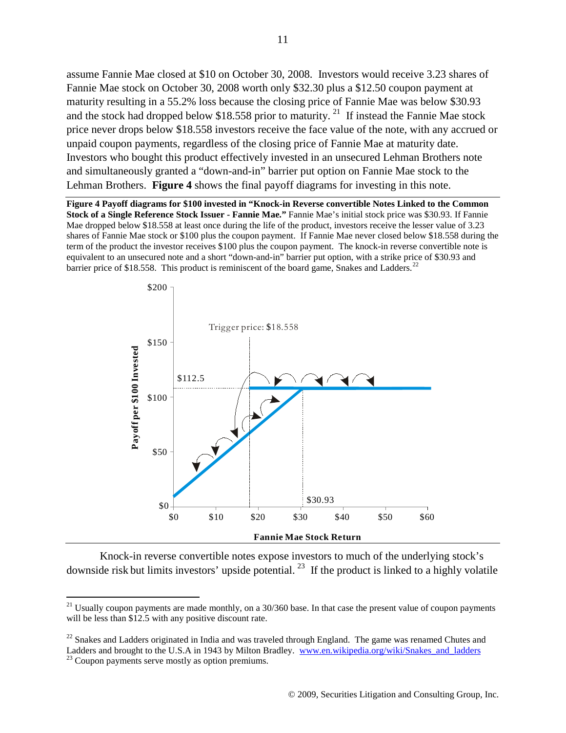assume Fannie Mae closed at $10 on October 30, 2008. Investors would receive 3.23 shares of Fannie Mae stock on October 30, 2008 worth only $32.30 plus a $12.50 coupon payment at maturity resulting in a 55.2% loss because the closing price of Fannie Mae was below $30.93 and the stock had dropped below $18.558 prior to maturity.[21] If instead the Fannie Mae stock price never drops below $18.558 investors receive the face value of the note, with any accrued or unpaid coupon payments, regardless of the closing price of Fannie Mae at maturity date. Investors who bought this product effectively invested in an unsecured Lehman Brothers note and simultaneously granted a "down-and-in" barrier put option on Fannie Mae stock to the Lehman Brothers. **Figure 4** shows the final payoff diagrams for investing in this note.

**Figure 4 Payoff diagrams for $100 invested in "Knock-in Reverse convertible Notes Linked to the Common Stock of a Single Reference Stock Issuer - Fannie Mae."** Fannie Mae's initial stock price was $30.93. If Fannie Mae dropped below $18.558 at least once during the life of the product, investors receive the lesser value of 3.23 shares of Fannie Mae stock or $100 plus the coupon payment. If Fannie Mae never closed below $18.558 during the term of the product the investor receives $100 plus the coupon payment. The knock-in reverse convertible note is equivalent to an unsecured note and a short "down-and-in" barrier put option, with a strike price of $30.93 and barrier price of $18.558. This product is reminiscent of the board game, Snakes and Ladders.[22]

Knock-in reverse convertible notes expose investors to much of the underlying stock's downside risk but limits investors' upside potential.[23] If the product is linked to a highly volatile

---

[21] Usually coupon payments are made monthly, on a 30/360 base. In that case the present value of coupon payments will be less than $12.5 with any positive discount rate.

[22] Snakes and Ladders originated in India and was traveled through England. The game was renamed Chutes and Ladders and brought to the U.S.A in 1943 by Milton Bradley. www.en.wikipedia.org/wiki/Snakes_and_ladders

[23] Coupon payments serve mostly as option premiums.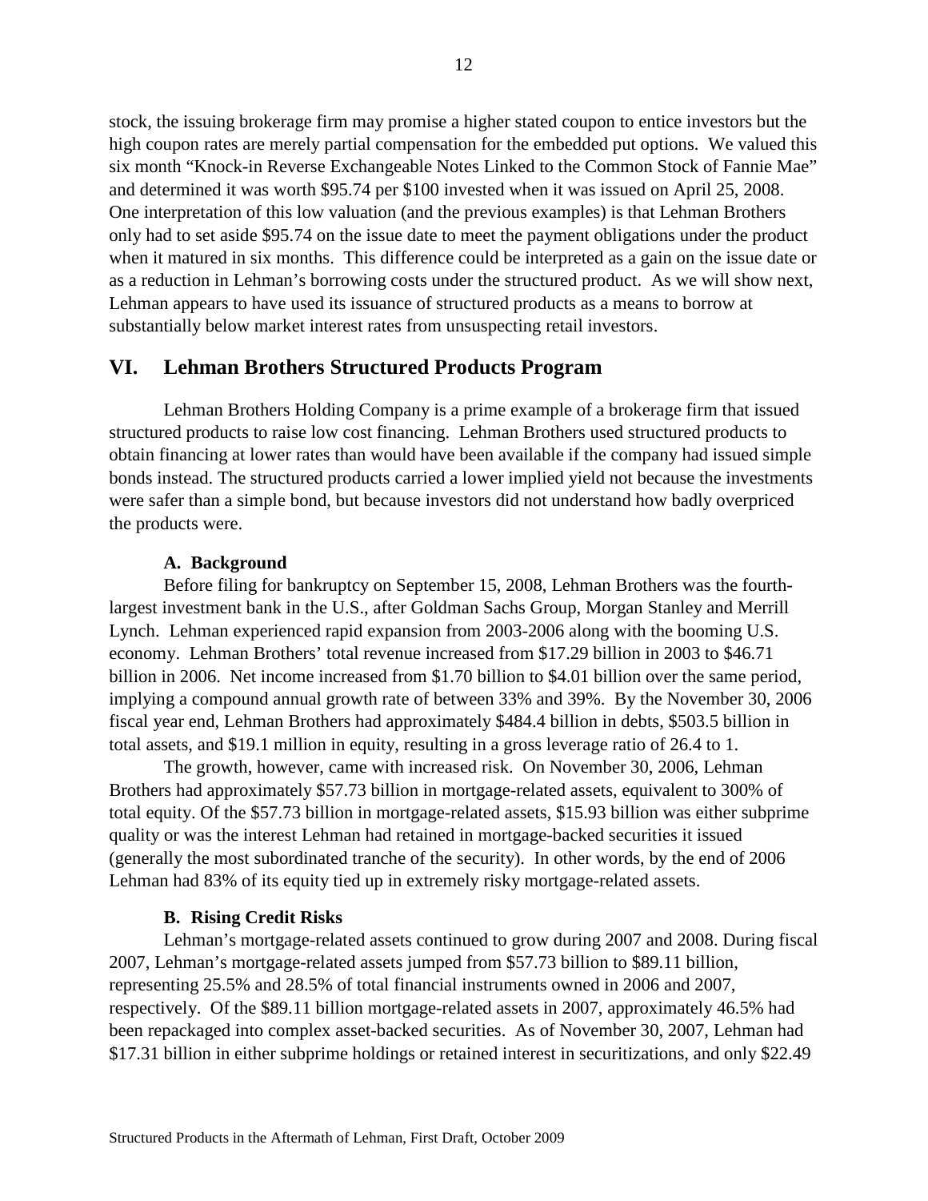stock, the issuing brokerage firm may promise a higher stated coupon to entice investors but the high coupon rates are merely partial compensation for the embedded put options. We valued this six month "Knock-in Reverse Exchangeable Notes Linked to the Common Stock of Fannie Mae" and determined it was worth \$95.74 per \$100 invested when it was issued on April 25, 2008. One interpretation of this low valuation (and the previous examples) is that Lehman Brothers only had to set aside \$95.74 on the issue date to meet the payment obligations under the product when it matured in six months. This difference could be interpreted as a gain on the issue date or as a reduction in Lehman's borrowing costs under the structured product. As we will show next, Lehman appears to have used its issuance of structured products as a means to borrow at substantially below market interest rates from unsuspecting retail investors.

## VI. Lehman Brothers Structured Products Program

Lehman Brothers Holding Company is a prime example of a brokerage firm that issued structured products to raise low cost financing. Lehman Brothers used structured products to obtain financing at lower rates than would have been available if the company had issued simple bonds instead. The structured products carried a lower implied yield not because the investments were safer than a simple bond, but because investors did not understand how badly overpriced the products were.

### A. Background

Before filing for bankruptcy on September 15, 2008, Lehman Brothers was the fourth-largest investment bank in the U.S., after Goldman Sachs Group, Morgan Stanley and Merrill Lynch. Lehman experienced rapid expansion from 2003-2006 along with the booming U.S. economy. Lehman Brothers' total revenue increased from \$17.29 billion in 2003 to \$46.71 billion in 2006. Net income increased from \$1.70 billion to \$4.01 billion over the same period, implying a compound annual growth rate of between 33% and 39%. By the November 30, 2006 fiscal year end, Lehman Brothers had approximately \$484.4 billion in debts, \$503.5 billion in total assets, and \$19.1 million in equity, resulting in a gross leverage ratio of 26.4 to 1.

The growth, however, came with increased risk. On November 30, 2006, Lehman Brothers had approximately \$57.73 billion in mortgage-related assets, equivalent to 300% of total equity. Of the \$57.73 billion in mortgage-related assets, \$15.93 billion was either subprime quality or was the interest Lehman had retained in mortgage-backed securities it issued (generally the most subordinated tranche of the security). In other words, by the end of 2006 Lehman had 83% of its equity tied up in extremely risky mortgage-related assets.

### B. Rising Credit Risks

Lehman's mortgage-related assets continued to grow during 2007 and 2008. During fiscal 2007, Lehman's mortgage-related assets jumped from \$57.73 billion to \$89.11 billion, representing 25.5% and 28.5% of total financial instruments owned in 2006 and 2007, respectively. Of the \$89.11 billion mortgage-related assets in 2007, approximately 46.5% had been repackaged into complex asset-backed securities. As of November 30, 2007, Lehman had \$17.31 billion in either subprime holdings or retained interest in securitizations, and only \$22.49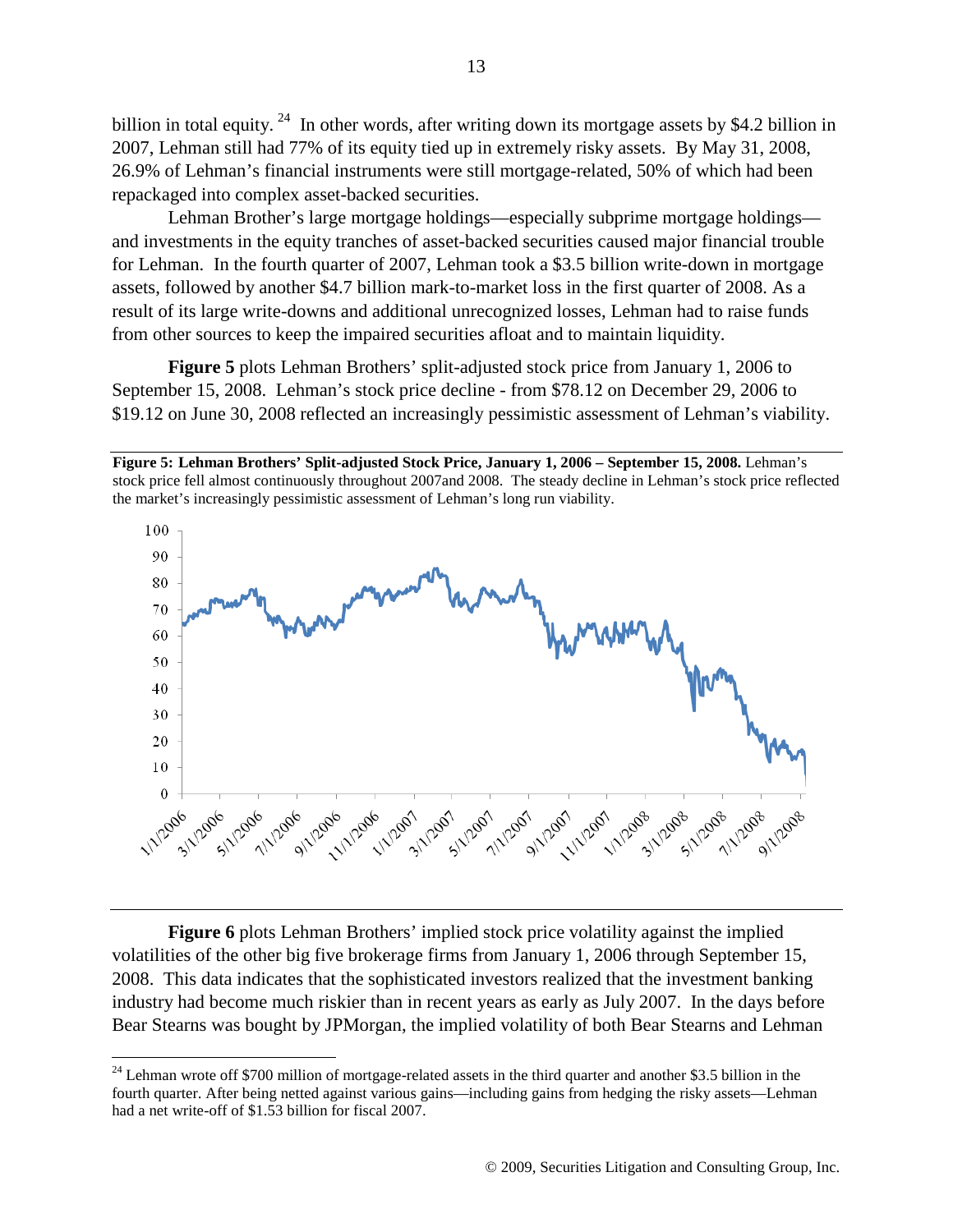billion in total equity.[24] In other words, after writing down its mortgage assets by $4.2 billion in 2007, Lehman still had 77% of its equity tied up in extremely risky assets. By May 31, 2008, 26.9% of Lehman's financial instruments were still mortgage-related, 50% of which had been repackaged into complex asset-backed securities.

Lehman Brother's large mortgage holdings—especially subprime mortgage holdings—and investments in the equity tranches of asset-backed securities caused major financial trouble for Lehman. In the fourth quarter of 2007, Lehman took a $3.5 billion write-down in mortgage assets, followed by another $4.7 billion mark-to-market loss in the first quarter of 2008. As a result of its large write-downs and additional unrecognized losses, Lehman had to raise funds from other sources to keep the impaired securities afloat and to maintain liquidity.

**Figure 5** plots Lehman Brothers' split-adjusted stock price from January 1, 2006 to September 15, 2008. Lehman's stock price decline - from $78.12 on December 29, 2006 to $19.12 on June 30, 2008 reflected an increasingly pessimistic assessment of Lehman's viability.

**Figure 5: Lehman Brothers' Split-adjusted Stock Price, January 1, 2006 – September 15, 2008.** Lehman's stock price fell almost continuously throughout 2007and 2008. The steady decline in Lehman's stock price reflected the market's increasingly pessimistic assessment of Lehman's long run viability.

**Figure 6** plots Lehman Brothers' implied stock price volatility against the implied volatilities of the other big five brokerage firms from January 1, 2006 through September 15, 2008. This data indicates that the sophisticated investors realized that the investment banking industry had become much riskier than in recent years as early as July 2007. In the days before Bear Stearns was bought by JPMorgan, the implied volatility of both Bear Stearns and Lehman

[24] Lehman wrote off $700 million of mortgage-related assets in the third quarter and another $3.5 billion in the fourth quarter. After being netted against various gains—including gains from hedging the risky assets—Lehman had a net write-off of $1.53 billion for fiscal 2007.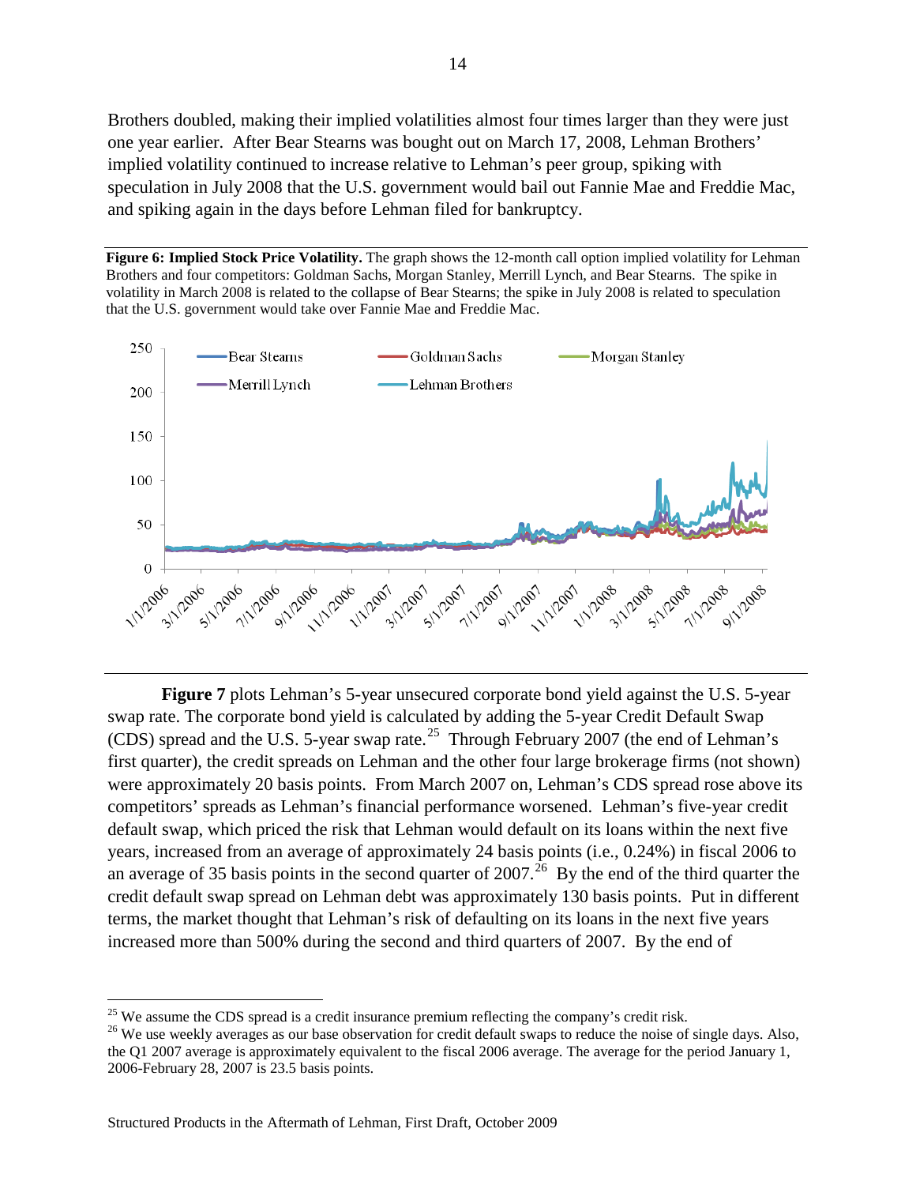Brothers doubled, making their implied volatilities almost four times larger than they were just one year earlier. After Bear Stearns was bought out on March 17, 2008, Lehman Brothers' implied volatility continued to increase relative to Lehman's peer group, spiking with speculation in July 2008 that the U.S. government would bail out Fannie Mae and Freddie Mac, and spiking again in the days before Lehman filed for bankruptcy.

**Figure 6: Implied Stock Price Volatility.** The graph shows the 12-month call option implied volatility for Lehman Brothers and four competitors: Goldman Sachs, Morgan Stanley, Merrill Lynch, and Bear Stearns. The spike in volatility in March 2008 is related to the collapse of Bear Stearns; the spike in July 2008 is related to speculation that the U.S. government would take over Fannie Mae and Freddie Mac.

**Figure 7** plots Lehman's 5-year unsecured corporate bond yield against the U.S. 5-year swap rate. The corporate bond yield is calculated by adding the 5-year Credit Default Swap (CDS) spread and the U.S. 5-year swap rate.[25] Through February 2007 (the end of Lehman's first quarter), the credit spreads on Lehman and the other four large brokerage firms (not shown) were approximately 20 basis points. From March 2007 on, Lehman's CDS spread rose above its competitors' spreads as Lehman's financial performance worsened. Lehman's five-year credit default swap, which priced the risk that Lehman would default on its loans within the next five years, increased from an average of approximately 24 basis points (i.e., 0.24%) in fiscal 2006 to an average of 35 basis points in the second quarter of 2007.[26] By the end of the third quarter the credit default swap spread on Lehman debt was approximately 130 basis points. Put in different terms, the market thought that Lehman's risk of defaulting on its loans in the next five years increased more than 500% during the second and third quarters of 2007. By the end of

[25] We assume the CDS spread is a credit insurance premium reflecting the company's credit risk.

[26] We use weekly averages as our base observation for credit default swaps to reduce the noise of single days. Also, the Q1 2007 average is approximately equivalent to the fiscal 2006 average. The average for the period January 1, 2006-February 28, 2007 is 23.5 basis points.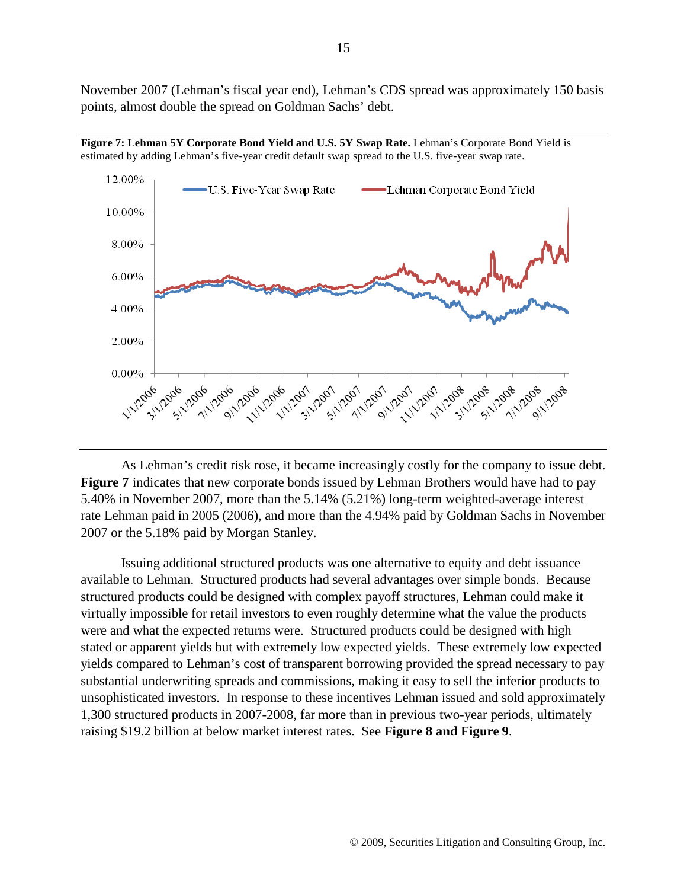November 2007 (Lehman's fiscal year end), Lehman's CDS spread was approximately 150 basis points, almost double the spread on Goldman Sachs' debt.

**Figure 7: Lehman 5Y Corporate Bond Yield and U.S. 5Y Swap Rate.** Lehman's Corporate Bond Yield is estimated by adding Lehman's five-year credit default swap spread to the U.S. five-year swap rate.

As Lehman's credit risk rose, it became increasingly costly for the company to issue debt. **Figure 7** indicates that new corporate bonds issued by Lehman Brothers would have had to pay 5.40% in November 2007, more than the 5.14% (5.21%) long-term weighted-average interest rate Lehman paid in 2005 (2006), and more than the 4.94% paid by Goldman Sachs in November 2007 or the 5.18% paid by Morgan Stanley.

Issuing additional structured products was one alternative to equity and debt issuance available to Lehman. Structured products had several advantages over simple bonds. Because structured products could be designed with complex payoff structures, Lehman could make it virtually impossible for retail investors to even roughly determine what the value the products were and what the expected returns were. Structured products could be designed with high stated or apparent yields but with extremely low expected yields. These extremely low expected yields compared to Lehman's cost of transparent borrowing provided the spread necessary to pay substantial underwriting spreads and commissions, making it easy to sell the inferior products to unsophisticated investors. In response to these incentives Lehman issued and sold approximately 1,300 structured products in 2007-2008, far more than in previous two-year periods, ultimately raising $19.2 billion at below market interest rates. See **Figure 8 and Figure 9**.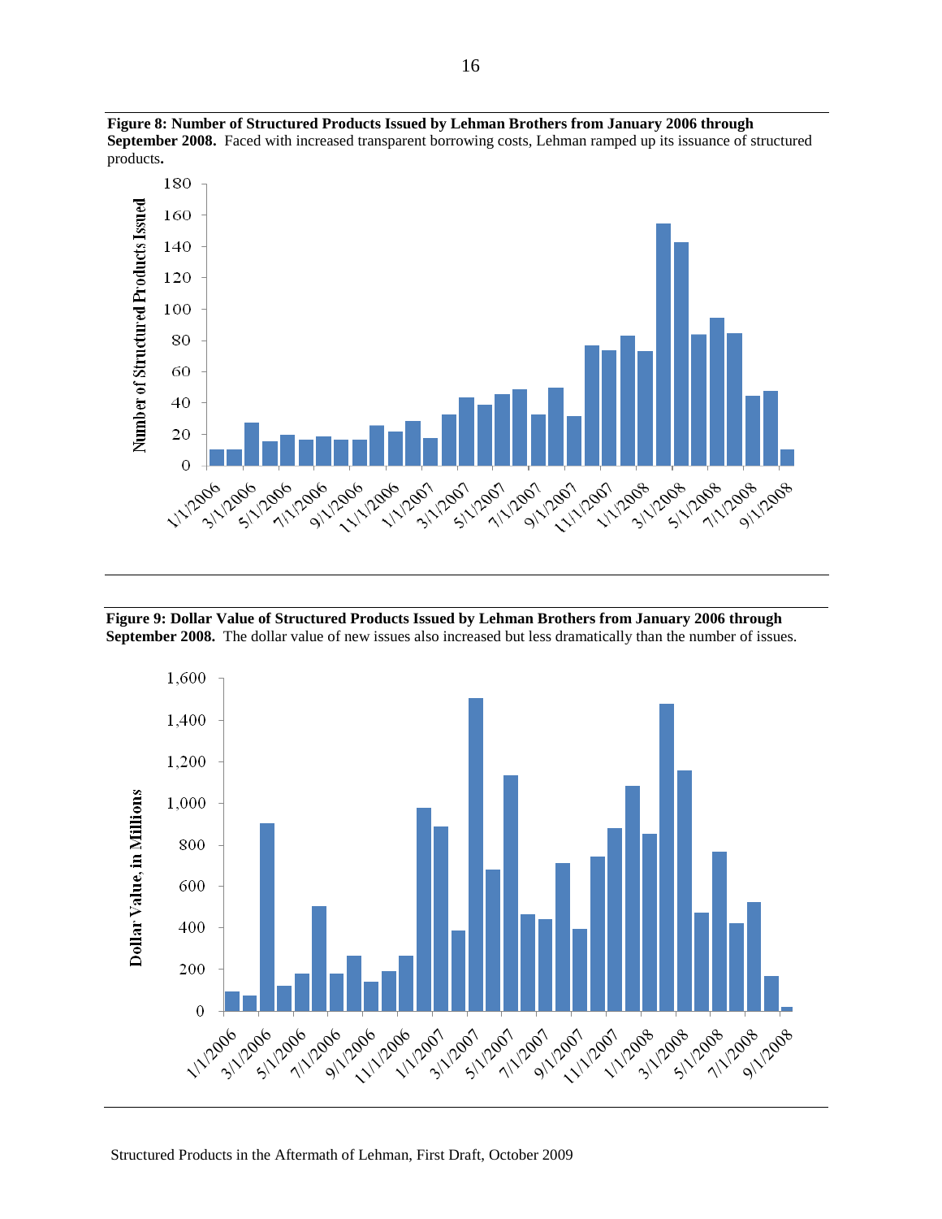**Figure 8: Number of Structured Products Issued by Lehman Brothers from January 2006 through September 2008.** Faced with increased transparent borrowing costs, Lehman ramped up its issuance of structured products**.**

**Figure 9: Dollar Value of Structured Products Issued by Lehman Brothers from January 2006 through September 2008.** The dollar value of new issues also increased but less dramatically than the number of issues.

Structured Products in the Aftermath of Lehman, First Draft, October 2009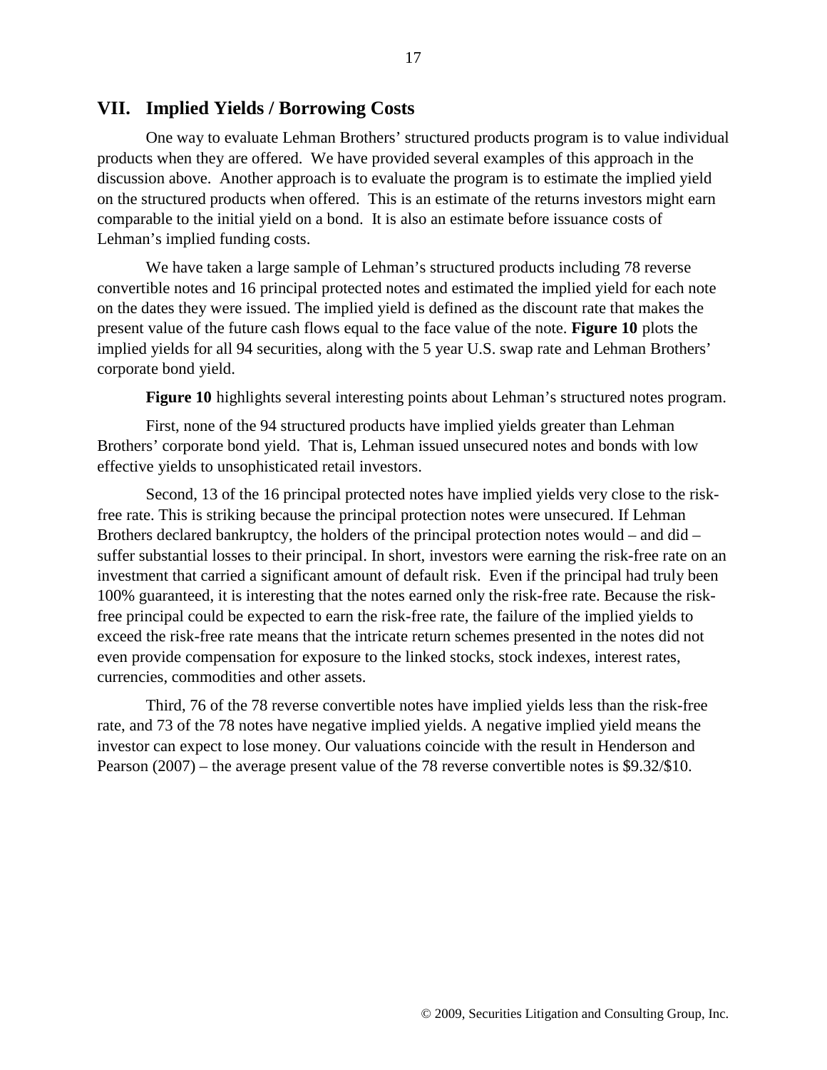## VII. Implied Yields / Borrowing Costs

One way to evaluate Lehman Brothers' structured products program is to value individual products when they are offered. We have provided several examples of this approach in the discussion above. Another approach is to evaluate the program is to estimate the implied yield on the structured products when offered. This is an estimate of the returns investors might earn comparable to the initial yield on a bond. It is also an estimate before issuance costs of Lehman's implied funding costs.

We have taken a large sample of Lehman's structured products including 78 reverse convertible notes and 16 principal protected notes and estimated the implied yield for each note on the dates they were issued. The implied yield is defined as the discount rate that makes the present value of the future cash flows equal to the face value of the note. **Figure 10** plots the implied yields for all 94 securities, along with the 5 year U.S. swap rate and Lehman Brothers' corporate bond yield.

**Figure 10** highlights several interesting points about Lehman's structured notes program.

First, none of the 94 structured products have implied yields greater than Lehman Brothers' corporate bond yield. That is, Lehman issued unsecured notes and bonds with low effective yields to unsophisticated retail investors.

Second, 13 of the 16 principal protected notes have implied yields very close to the risk-free rate. This is striking because the principal protection notes were unsecured. If Lehman Brothers declared bankruptcy, the holders of the principal protection notes would – and did – suffer substantial losses to their principal. In short, investors were earning the risk-free rate on an investment that carried a significant amount of default risk. Even if the principal had truly been 100% guaranteed, it is interesting that the notes earned only the risk-free rate. Because the risk-free principal could be expected to earn the risk-free rate, the failure of the implied yields to exceed the risk-free rate means that the intricate return schemes presented in the notes did not even provide compensation for exposure to the linked stocks, stock indexes, interest rates, currencies, commodities and other assets.

Third, 76 of the 78 reverse convertible notes have implied yields less than the risk-free rate, and 73 of the 78 notes have negative implied yields. A negative implied yield means the investor can expect to lose money. Our valuations coincide with the result in Henderson and Pearson (2007) – the average present value of the 78 reverse convertible notes is $9.32/$10.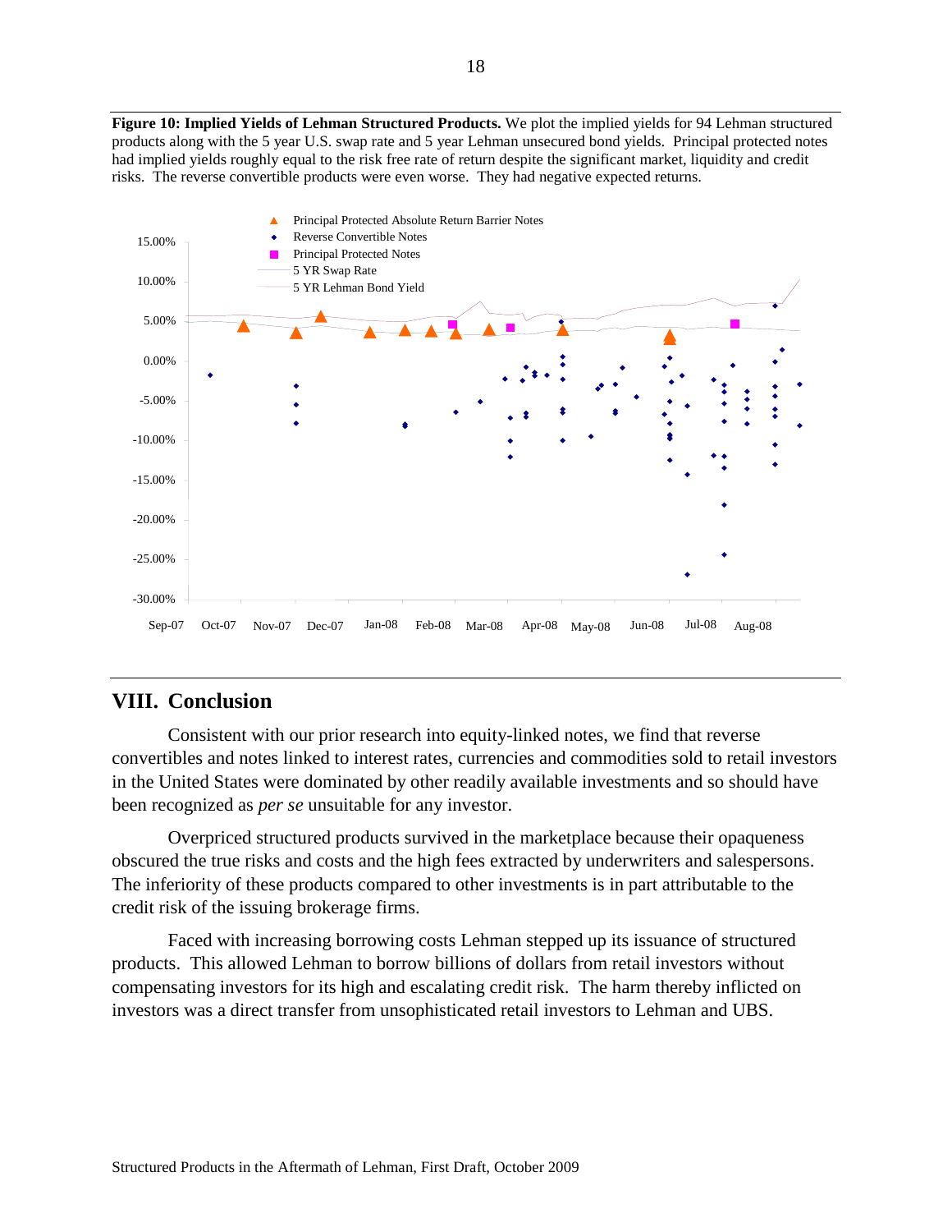**Figure 10: Implied Yields of Lehman Structured Products.** We plot the implied yields for 94 Lehman structured products along with the 5 year U.S. swap rate and 5 year Lehman unsecured bond yields. Principal protected notes had implied yields roughly equal to the risk free rate of return despite the significant market, liquidity and credit risks. The reverse convertible products were even worse. They had negative expected returns.

## VIII. Conclusion

Consistent with our prior research into equity-linked notes, we find that reverse convertibles and notes linked to interest rates, currencies and commodities sold to retail investors in the United States were dominated by other readily available investments and so should have been recognized as *per se* unsuitable for any investor.

Overpriced structured products survived in the marketplace because their opaqueness obscured the true risks and costs and the high fees extracted by underwriters and salespersons. The inferiority of these products compared to other investments is in part attributable to the credit risk of the issuing brokerage firms.

Faced with increasing borrowing costs Lehman stepped up its issuance of structured products. This allowed Lehman to borrow billions of dollars from retail investors without compensating investors for its high and escalating credit risk. The harm thereby inflicted on investors was a direct transfer from unsophisticated retail investors to Lehman and UBS.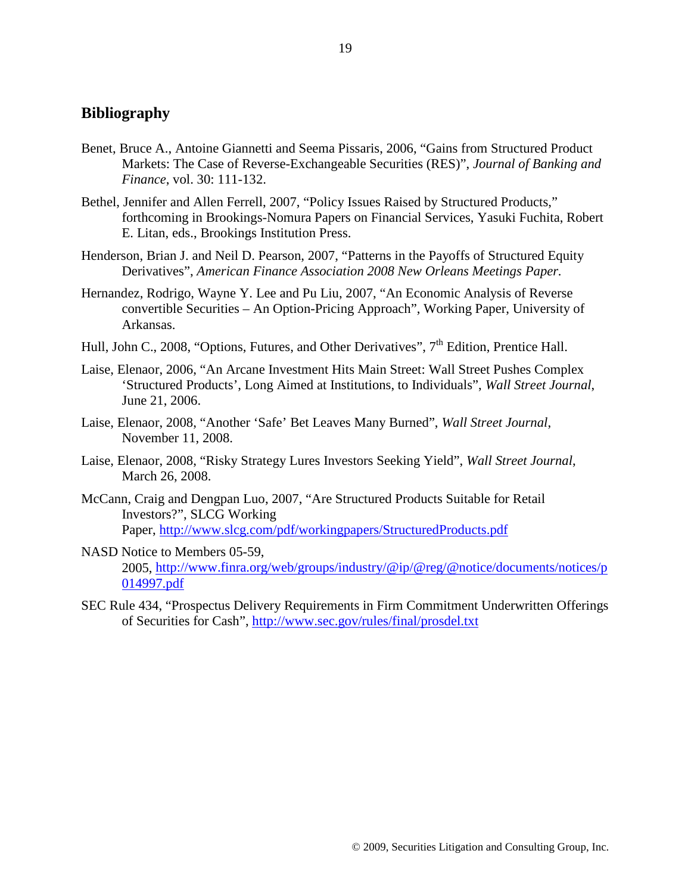## Bibliography

Benet, Bruce A., Antoine Giannetti and Seema Pissaris, 2006, "Gains from Structured Product Markets: The Case of Reverse-Exchangeable Securities (RES)", *Journal of Banking and Finance*, vol. 30: 111-132.

Bethel, Jennifer and Allen Ferrell, 2007, "Policy Issues Raised by Structured Products," forthcoming in Brookings-Nomura Papers on Financial Services, Yasuki Fuchita, Robert E. Litan, eds., Brookings Institution Press.

Henderson, Brian J. and Neil D. Pearson, 2007, "Patterns in the Payoffs of Structured Equity Derivatives", *American Finance Association 2008 New Orleans Meetings Paper.*

Hernandez, Rodrigo, Wayne Y. Lee and Pu Liu, 2007, "An Economic Analysis of Reverse convertible Securities – An Option-Pricing Approach", Working Paper, University of Arkansas.

Hull, John C., 2008, "Options, Futures, and Other Derivatives", 7th Edition, Prentice Hall.

Laise, Elenaor, 2006, "An Arcane Investment Hits Main Street: Wall Street Pushes Complex 'Structured Products', Long Aimed at Institutions, to Individuals", *Wall Street Journal*, June 21, 2006.

Laise, Elenaor, 2008, "Another 'Safe' Bet Leaves Many Burned", *Wall Street Journal*, November 11, 2008.

Laise, Elenaor, 2008, "Risky Strategy Lures Investors Seeking Yield", *Wall Street Journal*, March 26, 2008.

McCann, Craig and Dengpan Luo, 2007, "Are Structured Products Suitable for Retail Investors?", SLCG Working Paper, http://www.slcg.com/pdf/workingpapers/StructuredProducts.pdf

NASD Notice to Members 05-59, 2005, http://www.finra.org/web/groups/industry/@ip/@reg/@notice/documents/notices/p014997.pdf

SEC Rule 434, "Prospectus Delivery Requirements in Firm Commitment Underwritten Offerings of Securities for Cash", http://www.sec.gov/rules/final/prosdel.txt

© 2009, Securities Litigation and Consulting Group, Inc.